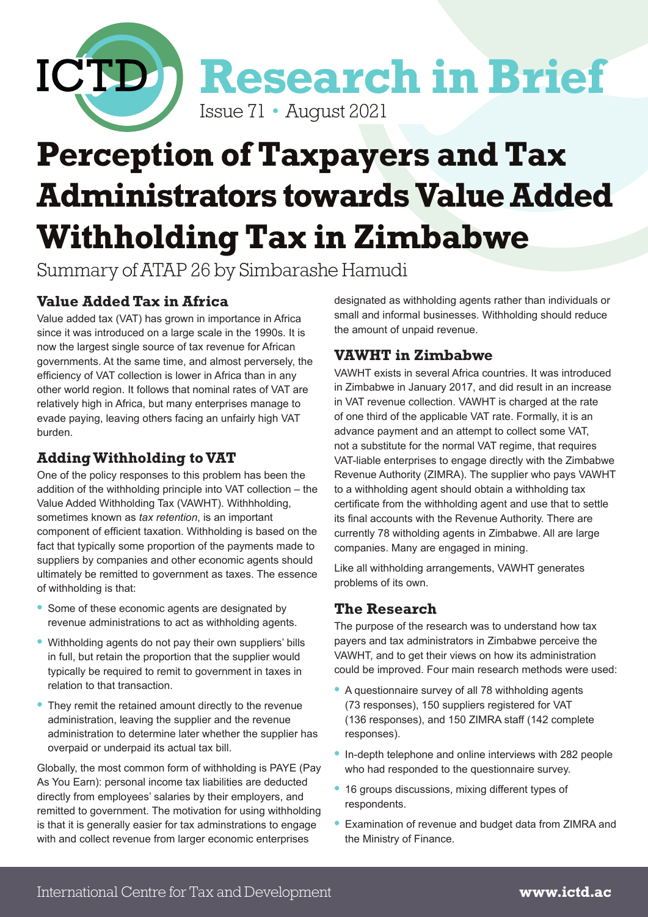ICTD Research in Brief

Issue 71 • August 2021

# Perception of Taxpayers and Tax Administrators towards Value Added Withholding Tax in Zimbabwe

Summary of ATAP 26 by Simbarashe Hamudi

## Value Added Tax in Africa

Value added tax (VAT) has grown in importance in Africa since it was introduced on a large scale in the 1990s. It is now the largest single source of tax revenue for African governments. At the same time, and almost perversely, the efficiency of VAT collection is lower in Africa than in any other world region. It follows that nominal rates of VAT are relatively high in Africa, but many enterprises manage to evade paying, leaving others facing an unfairly high VAT burden.

## Adding Withholding to VAT

One of the policy responses to this problem has been the addition of the withholding principle into VAT collection – the Value Added Withholding Tax (VAWHT). Withhholding, sometimes known as *tax retention*, is an important component of efficient taxation. Withholding is based on the fact that typically some proportion of the payments made to suppliers by companies and other economic agents should ultimately be remitted to government as taxes. The essence of withholding is that:

- Some of these economic agents are designated by revenue administrations to act as withholding agents.
- Withholding agents do not pay their own suppliers' bills in full, but retain the proportion that the supplier would typically be required to remit to government in taxes in relation to that transaction.
- They remit the retained amount directly to the revenue administration, leaving the supplier and the revenue administration to determine later whether the supplier has overpaid or underpaid its actual tax bill.

Globally, the most common form of withholding is PAYE (Pay As You Earn): personal income tax liabilities are deducted directly from employees' salaries by their employers, and remitted to government. The motivation for using withholding is that it is generally easier for tax adminstrations to engage with and collect revenue from larger economic enterprises designated as withholding agents rather than individuals or small and informal businesses. Withholding should reduce the amount of unpaid revenue.

## VAWHT in Zimbabwe

VAWHT exists in several Africa countries. It was introduced in Zimbabwe in January 2017, and did result in an increase in VAT revenue collection. VAWHT is charged at the rate of one third of the applicable VAT rate. Formally, it is an advance payment and an attempt to collect some VAT, not a substitute for the normal VAT regime, that requires VAT-liable enterprises to engage directly with the Zimbabwe Revenue Authority (ZIMRA). The supplier who pays VAWHT to a withholding agent should obtain a withholding tax certificate from the withholding agent and use that to settle its final accounts with the Revenue Authority. There are currently 78 witholding agents in Zimbabwe. All are large companies. Many are engaged in mining.

Like all withholding arrangements, VAWHT generates problems of its own.

## The Research

The purpose of the research was to understand how tax payers and tax administrators in Zimbabwe perceive the VAWHT, and to get their views on how its administration could be improved. Four main research methods were used:

- A questionnaire survey of all 78 withholding agents (73 responses), 150 suppliers registered for VAT (136 responses), and 150 ZIMRA staff (142 complete responses).
- In-depth telephone and online interviews with 282 people who had responded to the questionnaire survey.
- 16 groups discussions, mixing different types of respondents.
- Examination of revenue and budget data from ZIMRA and the Ministry of Finance.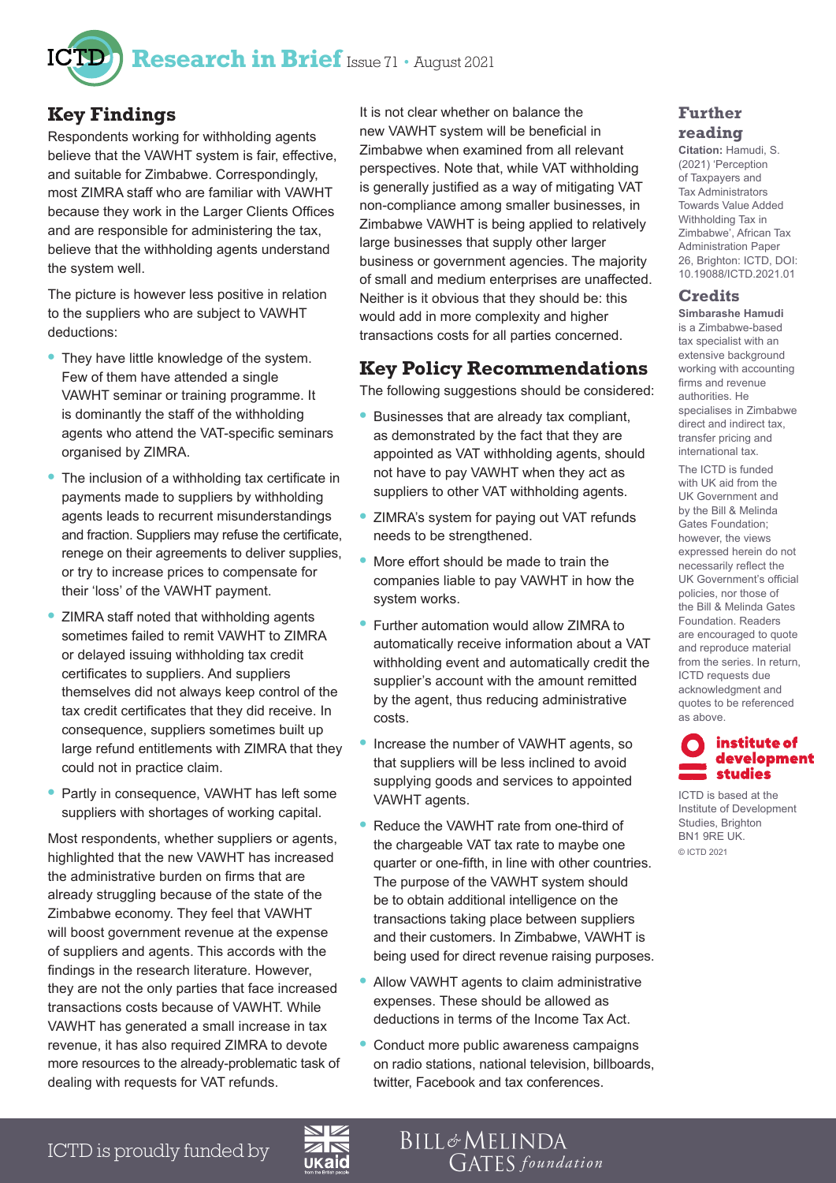## Key Findings

Respondents working for withholding agents believe that the VAWHT system is fair, effective, and suitable for Zimbabwe. Correspondingly, most ZIMRA staff who are familiar with VAWHT because they work in the Larger Clients Offices and are responsible for administering the tax, believe that the withholding agents understand the system well.

The picture is however less positive in relation to the suppliers who are subject to VAWHT deductions:

- They have little knowledge of the system. Few of them have attended a single VAWHT seminar or training programme. It is dominantly the staff of the withholding agents who attend the VAT-specific seminars organised by ZIMRA.
- The inclusion of a withholding tax certificate in payments made to suppliers by withholding agents leads to recurrent misunderstandings and fraction. Suppliers may refuse the certificate, renege on their agreements to deliver supplies, or try to increase prices to compensate for their 'loss' of the VAWHT payment.
- ZIMRA staff noted that withholding agents sometimes failed to remit VAWHT to ZIMRA or delayed issuing withholding tax credit certificates to suppliers. And suppliers themselves did not always keep control of the tax credit certificates that they did receive. In consequence, suppliers sometimes built up large refund entitlements with ZIMRA that they could not in practice claim.
- Partly in consequence, VAWHT has left some suppliers with shortages of working capital.

Most respondents, whether suppliers or agents, highlighted that the new VAWHT has increased the administrative burden on firms that are already struggling because of the state of the Zimbabwe economy. They feel that VAWHT will boost government revenue at the expense of suppliers and agents. This accords with the findings in the research literature. However, they are not the only parties that face increased transactions costs because of VAWHT. While VAWHT has generated a small increase in tax revenue, it has also required ZIMRA to devote more resources to the already-problematic task of dealing with requests for VAT refunds.

It is not clear whether on balance the new VAWHT system will be beneficial in Zimbabwe when examined from all relevant perspectives. Note that, while VAT withholding is generally justified as a way of mitigating VAT non-compliance among smaller businesses, in Zimbabwe VAWHT is being applied to relatively large businesses that supply other larger business or government agencies. The majority of small and medium enterprises are unaffected. Neither is it obvious that they should be: this would add in more complexity and higher transactions costs for all parties concerned.

## Key Policy Recommendations

The following suggestions should be considered:

- Businesses that are already tax compliant, as demonstrated by the fact that they are appointed as VAT withholding agents, should not have to pay VAWHT when they act as suppliers to other VAT withholding agents.
- ZIMRA's system for paying out VAT refunds needs to be strengthened.
- More effort should be made to train the companies liable to pay VAWHT in how the system works.
- Further automation would allow ZIMRA to automatically receive information about a VAT withholding event and automatically credit the supplier's account with the amount remitted by the agent, thus reducing administrative costs.
- Increase the number of VAWHT agents, so that suppliers will be less inclined to avoid supplying goods and services to appointed VAWHT agents.
- Reduce the VAWHT rate from one-third of the chargeable VAT tax rate to maybe one quarter or one-fifth, in line with other countries. The purpose of the VAWHT system should be to obtain additional intelligence on the transactions taking place between suppliers and their customers. In Zimbabwe, VAWHT is being used for direct revenue raising purposes.
- Allow VAWHT agents to claim administrative expenses. These should be allowed as deductions in terms of the Income Tax Act.
- Conduct more public awareness campaigns on radio stations, national television, billboards, twitter, Facebook and tax conferences.

### Further reading

**Citation:** Hamudi, S. (2021) 'Perception of Taxpayers and Tax Administrators Towards Value Added Withholding Tax in Zimbabwe', African Tax Administration Paper 26, Brighton: ICTD, DOI: 10.19088/ICTD.2021.01

### Credits

**Simbarashe Hamudi** is a Zimbabwe-based tax specialist with an extensive background working with accounting firms and revenue authorities. He specialises in Zimbabwe direct and indirect tax, transfer pricing and international tax.

The ICTD is funded with UK aid from the UK Government and by the Bill & Melinda Gates Foundation; however, the views expressed herein do not necessarily reflect the UK Government's official policies, nor those of the Bill & Melinda Gates Foundation. Readers are encouraged to quote and reproduce material from the series. In return, ICTD requests due acknowledgment and quotes to be referenced as above.

ICTD is based at the Institute of Development Studies, Brighton BN1 9RE UK.

© ICTD 2021

ICTD is proudly funded by UKaid and the Bill & Melinda Gates foundation